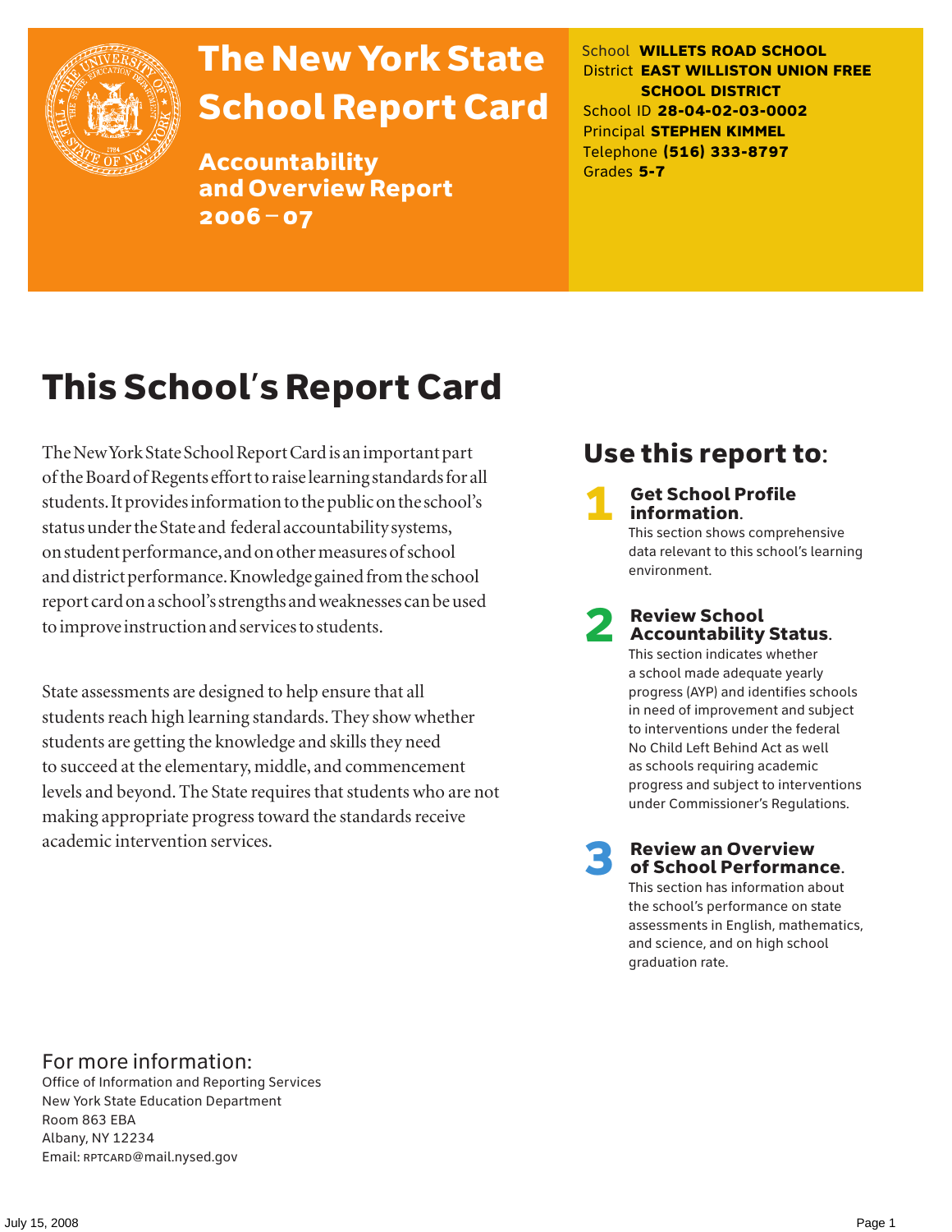# The New York State School Report Card

## Accountability and Overview Report 2006 – 07

School **WILLETS ROAD SCHOOL**
District **EAST WILLISTON UNION FREE SCHOOL DISTRICT**
School ID **28-04-02-03-0002**
Principal **STEPHEN KIMMEL**
Telephone **(516) 333-8797**
Grades **5-7**

# This School's Report Card

The New York State School Report Card is an important part of the Board of Regents effort to raise learning standards for all students. It provides information to the public on the school's status under the State and federal accountability systems, on student performance, and on other measures of school and district performance. Knowledge gained from the school report card on a school's strengths and weaknesses can be used to improve instruction and services to students.

State assessments are designed to help ensure that all students reach high learning standards. They show whether students are getting the knowledge and skills they need to succeed at the elementary, middle, and commencement levels and beyond. The State requires that students who are not making appropriate progress toward the standards receive academic intervention services.

## Use this report to:

**1 Get School Profile information.**
This section shows comprehensive data relevant to this school's learning environment.

**2 Review School Accountability Status.**
This section indicates whether a school made adequate yearly progress (AYP) and identifies schools in need of improvement and subject to interventions under the federal No Child Left Behind Act as well as schools requiring academic progress and subject to interventions under Commissioner's Regulations.

**3 Review an Overview of School Performance.**
This section has information about the school's performance on state assessments in English, mathematics, and science, and on high school graduation rate.

## For more information:

Office of Information and Reporting Services
New York State Education Department
Room 863 EBA
Albany, NY 12234
Email: RPTCARD@mail.nysed.gov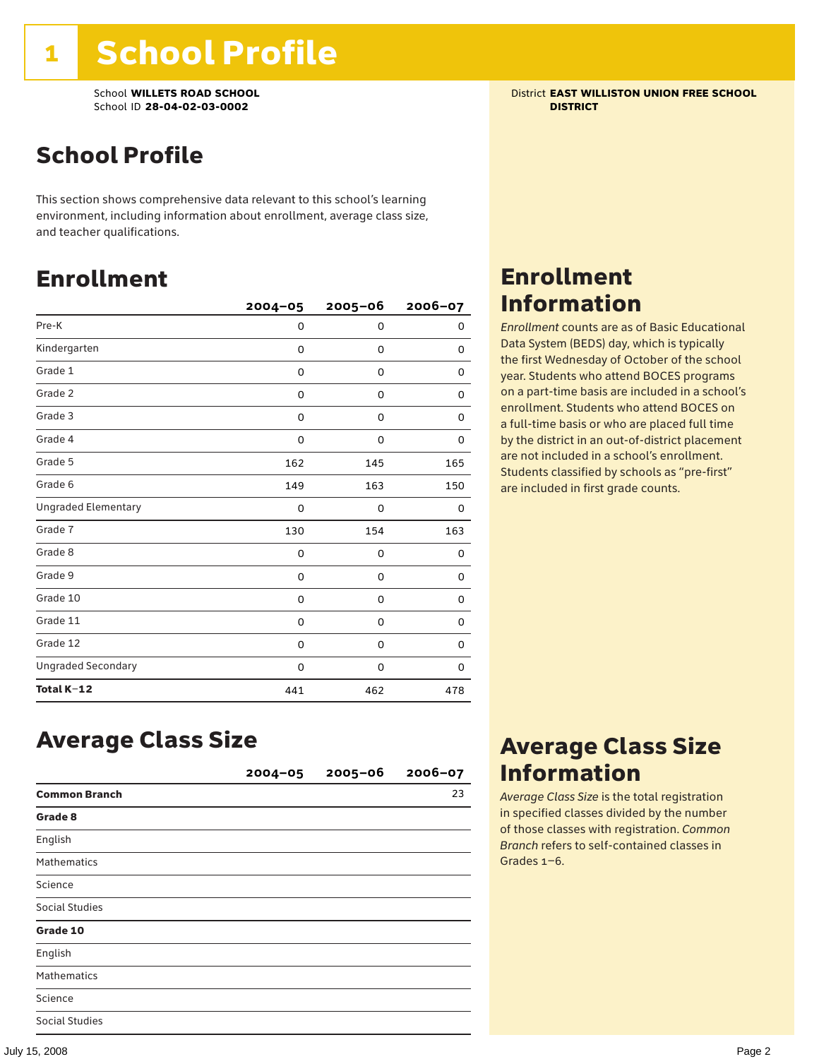# 1 School Profile

School **WILLETS ROAD SCHOOL**
School ID **28-04-02-03-0002**

District **EAST WILLISTON UNION FREE SCHOOL DISTRICT**

## School Profile

This section shows comprehensive data relevant to this school's learning environment, including information about enrollment, average class size, and teacher qualifications.

## Enrollment

| | 2004–05 | 2005–06 | 2006–07 |
|---|---|---|---|
| Pre-K | 0 | 0 | 0 |
| Kindergarten | 0 | 0 | 0 |
| Grade 1 | 0 | 0 | 0 |
| Grade 2 | 0 | 0 | 0 |
| Grade 3 | 0 | 0 | 0 |
| Grade 4 | 0 | 0 | 0 |
| Grade 5 | 162 | 145 | 165 |
| Grade 6 | 149 | 163 | 150 |
| Ungraded Elementary | 0 | 0 | 0 |
| Grade 7 | 130 | 154 | 163 |
| Grade 8 | 0 | 0 | 0 |
| Grade 9 | 0 | 0 | 0 |
| Grade 10 | 0 | 0 | 0 |
| Grade 11 | 0 | 0 | 0 |
| Grade 12 | 0 | 0 | 0 |
| Ungraded Secondary | 0 | 0 | 0 |
| **Total K–12** | 441 | 462 | 478 |

## Enrollment Information

*Enrollment* counts are as of Basic Educational Data System (BEDS) day, which is typically the first Wednesday of October of the school year. Students who attend BOCES programs on a part-time basis are included in a school's enrollment. Students who attend BOCES on a full-time basis or who are placed full time by the district in an out-of-district placement are not included in a school's enrollment. Students classified by schools as "pre-first" are included in first grade counts.

## Average Class Size

| | 2004–05 | 2005–06 | 2006–07 |
|---|---|---|---|
| **Common Branch** | | | 23 |
| **Grade 8** | | | |
| English | | | |
| Mathematics | | | |
| Science | | | |
| Social Studies | | | |
| **Grade 10** | | | |
| English | | | |
| Mathematics | | | |
| Science | | | |
| Social Studies | | | |

## Average Class Size Information

*Average Class Size* is the total registration in specified classes divided by the number of those classes with registration. *Common Branch* refers to self-contained classes in Grades 1–6.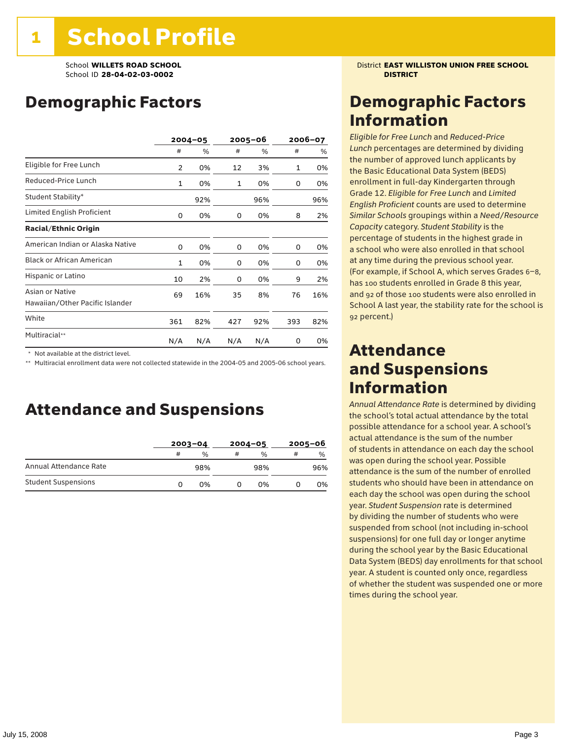# 1 School Profile

School **WILLETS ROAD SCHOOL**
School ID **28-04-02-03-0002**

District **EAST WILLISTON UNION FREE SCHOOL DISTRICT**

## Demographic Factors

| | 2004–05 | | 2005–06 | | 2006–07 | |
|---|---|---|---|---|---|---|
| | # | % | # | % | # | % |
| Eligible for Free Lunch | 2 | 0% | 12 | 3% | 1 | 0% |
| Reduced-Price Lunch | 1 | 0% | 1 | 0% | 0 | 0% |
| Student Stability* | | 92% | | 96% | | 96% |
| Limited English Proficient | 0 | 0% | 0 | 0% | 8 | 2% |
| **Racial/Ethnic Origin** | | | | | | |
| American Indian or Alaska Native | 0 | 0% | 0 | 0% | 0 | 0% |
| Black or African American | 1 | 0% | 0 | 0% | 0 | 0% |
| Hispanic or Latino | 10 | 2% | 0 | 0% | 9 | 2% |
| Asian or Native Hawaiian/Other Pacific Islander | 69 | 16% | 35 | 8% | 76 | 16% |
| White | 361 | 82% | 427 | 92% | 393 | 82% |
| Multiracial** | N/A | N/A | N/A | N/A | 0 | 0% |

\* Not available at the district level.

** Multiracial enrollment data were not collected statewide in the 2004-05 and 2005-06 school years.

## Attendance and Suspensions

| | 2003–04 | | 2004–05 | | 2005–06 | |
|---|---|---|---|---|---|---|
| | # | % | # | % | # | % |
| Annual Attendance Rate | | 98% | | 98% | | 96% |
| Student Suspensions | 0 | 0% | 0 | 0% | 0 | 0% |

## Demographic Factors Information

*Eligible for Free Lunch* and *Reduced-Price Lunch* percentages are determined by dividing the number of approved lunch applicants by the Basic Educational Data System (BEDS) enrollment in full-day Kindergarten through Grade 12. *Eligible for Free Lunch* and *Limited English Proficient* counts are used to determine *Similar Schools* groupings within a *Need/Resource Capacity* category. *Student Stability* is the percentage of students in the highest grade in a school who were also enrolled in that school at any time during the previous school year. (For example, if School A, which serves Grades 6–8, has 100 students enrolled in Grade 8 this year, and 92 of those 100 students were also enrolled in School A last year, the stability rate for the school is 92 percent.)

## Attendance and Suspensions Information

*Annual Attendance Rate* is determined by dividing the school's total actual attendance by the total possible attendance for a school year. A school's actual attendance is the sum of the number of students in attendance on each day the school was open during the school year. Possible attendance is the sum of the number of enrolled students who should have been in attendance on each day the school was open during the school year. *Student Suspension* rate is determined by dividing the number of students who were suspended from school (not including in-school suspensions) for one full day or longer anytime during the school year by the Basic Educational Data System (BEDS) day enrollments for that school year. A student is counted only once, regardless of whether the student was suspended one or more times during the school year.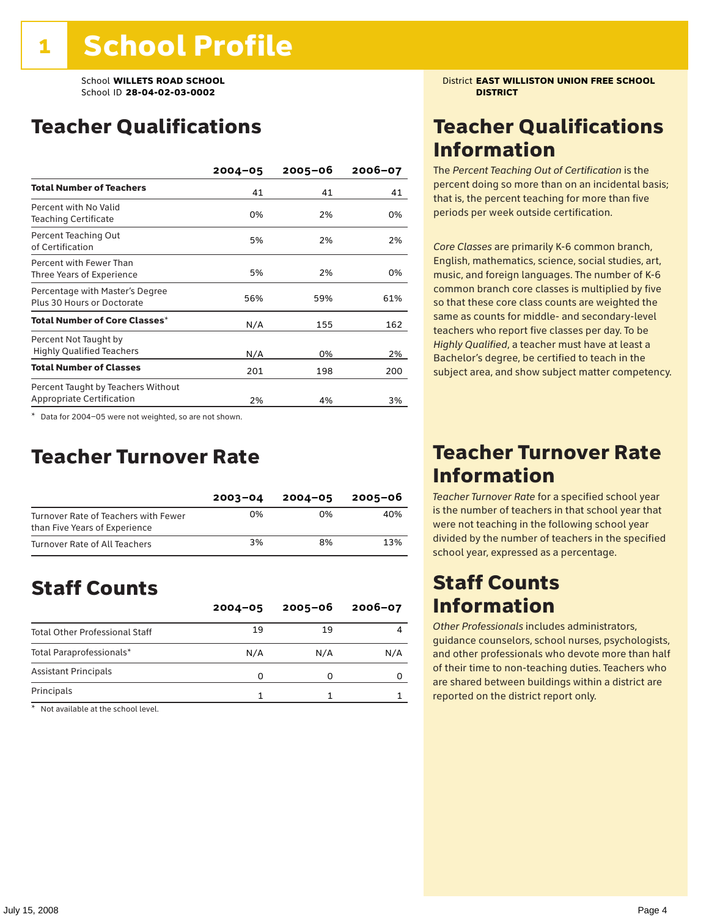# 1 School Profile

School **WILLETS ROAD SCHOOL**
School ID **28-04-02-03-0002**

District **EAST WILLISTON UNION FREE SCHOOL DISTRICT**

## Teacher Qualifications

| | 2004–05 | 2005–06 | 2006–07 |
|---|---|---|---|
| **Total Number of Teachers** | 41 | 41 | 41 |
| Percent with No Valid Teaching Certificate | 0% | 2% | 0% |
| Percent Teaching Out of Certification | 5% | 2% | 2% |
| Percent with Fewer Than Three Years of Experience | 5% | 2% | 0% |
| Percentage with Master's Degree Plus 30 Hours or Doctorate | 56% | 59% | 61% |
| **Total Number of Core Classes*** | N/A | 155 | 162 |
| Percent Not Taught by Highly Qualified Teachers | N/A | 0% | 2% |
| **Total Number of Classes** | 201 | 198 | 200 |
| Percent Taught by Teachers Without Appropriate Certification | 2% | 4% | 3% |

* Data for 2004–05 were not weighted, so are not shown.

## Teacher Qualifications Information

The *Percent Teaching Out of Certification* is the percent doing so more than on an incidental basis; that is, the percent teaching for more than five periods per week outside certification.

*Core Classes* are primarily K-6 common branch, English, mathematics, science, social studies, art, music, and foreign languages. The number of K-6 common branch core classes is multiplied by five so that these core class counts are weighted the same as counts for middle- and secondary-level teachers who report five classes per day. To be *Highly Qualified*, a teacher must have at least a Bachelor's degree, be certified to teach in the subject area, and show subject matter competency.

## Teacher Turnover Rate

| | 2003–04 | 2004–05 | 2005–06 |
|---|---|---|---|
| Turnover Rate of Teachers with Fewer than Five Years of Experience | 0% | 0% | 40% |
| Turnover Rate of All Teachers | 3% | 8% | 13% |

## Teacher Turnover Rate Information

*Teacher Turnover Rate* for a specified school year is the number of teachers in that school year that were not teaching in the following school year divided by the number of teachers in the specified school year, expressed as a percentage.

## Staff Counts

| | 2004–05 | 2005–06 | 2006–07 |
|---|---|---|---|
| Total Other Professional Staff | 19 | 19 | 4 |
| Total Paraprofessionals* | N/A | N/A | N/A |
| Assistant Principals | 0 | 0 | 0 |
| Principals | 1 | 1 | 1 |

* Not available at the school level.

## Staff Counts Information

*Other Professionals* includes administrators, guidance counselors, school nurses, psychologists, and other professionals who devote more than half of their time to non-teaching duties. Teachers who are shared between buildings within a district are reported on the district report only.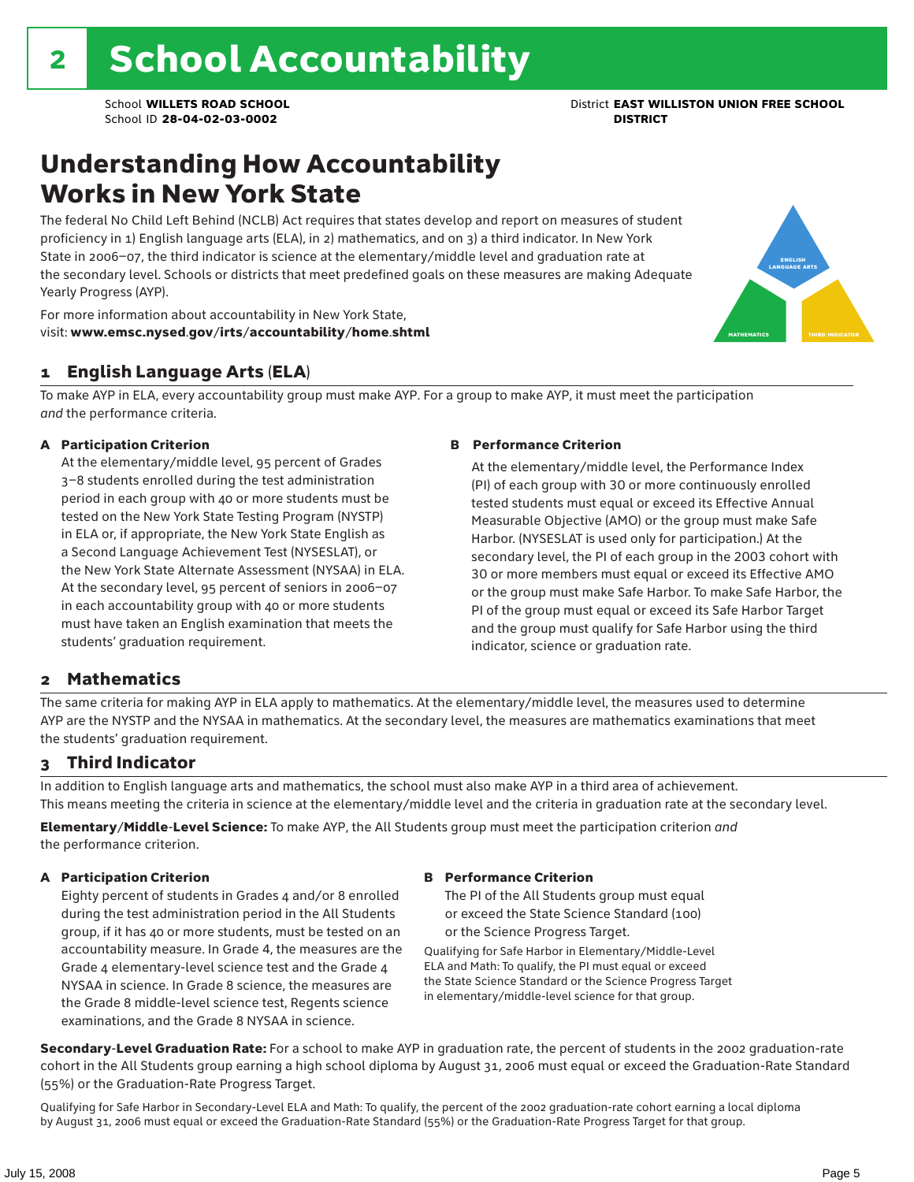# 2 School Accountability

School **WILLETS ROAD SCHOOL**
School ID **28-04-02-03-0002**

District **EAST WILLISTON UNION FREE SCHOOL DISTRICT**

## Understanding How Accountability Works in New York State

The federal No Child Left Behind (NCLB) Act requires that states develop and report on measures of student proficiency in 1) English language arts (ELA), in 2) mathematics, and on 3) a third indicator. In New York State in 2006–07, the third indicator is science at the elementary/middle level and graduation rate at the secondary level. Schools or districts that meet predefined goals on these measures are making Adequate Yearly Progress (AYP).

For more information about accountability in New York State, visit: **www.emsc.nysed.gov/irts/accountability/home.shtml**

ENGLISH LANGUAGE ARTS

MATHEMATICS

THIRD INDICATOR

### 1 English Language Arts (ELA)

To make AYP in ELA, every accountability group must make AYP. For a group to make AYP, it must meet the participation *and* the performance criteria.

**A Participation Criterion**

At the elementary/middle level, 95 percent of Grades 3–8 students enrolled during the test administration period in each group with 40 or more students must be tested on the New York State Testing Program (NYSTP) in ELA or, if appropriate, the New York State English as a Second Language Achievement Test (NYSESLAT), or the New York State Alternate Assessment (NYSAA) in ELA. At the secondary level, 95 percent of seniors in 2006–07 in each accountability group with 40 or more students must have taken an English examination that meets the students' graduation requirement.

**B Performance Criterion**

At the elementary/middle level, the Performance Index (PI) of each group with 30 or more continuously enrolled tested students must equal or exceed its Effective Annual Measurable Objective (AMO) or the group must make Safe Harbor. (NYSESLAT is used only for participation.) At the secondary level, the PI of each group in the 2003 cohort with 30 or more members must equal or exceed its Effective AMO or the group must make Safe Harbor. To make Safe Harbor, the PI of the group must equal or exceed its Safe Harbor Target and the group must qualify for Safe Harbor using the third indicator, science or graduation rate.

### 2 Mathematics

The same criteria for making AYP in ELA apply to mathematics. At the elementary/middle level, the measures used to determine AYP are the NYSTP and the NYSAA in mathematics. At the secondary level, the measures are mathematics examinations that meet the students' graduation requirement.

### 3 Third Indicator

In addition to English language arts and mathematics, the school must also make AYP in a third area of achievement. This means meeting the criteria in science at the elementary/middle level and the criteria in graduation rate at the secondary level.

**Elementary/Middle-Level Science:** To make AYP, the All Students group must meet the participation criterion *and* the performance criterion.

**A Participation Criterion**

Eighty percent of students in Grades 4 and/or 8 enrolled during the test administration period in the All Students group, if it has 40 or more students, must be tested on an accountability measure. In Grade 4, the measures are the Grade 4 elementary-level science test and the Grade 4 NYSAA in science. In Grade 8 science, the measures are the Grade 8 middle-level science test, Regents science examinations, and the Grade 8 NYSAA in science.

**B Performance Criterion**

The PI of the All Students group must equal or exceed the State Science Standard (100) or the Science Progress Target.

Qualifying for Safe Harbor in Elementary/Middle-Level ELA and Math: To qualify, the PI must equal or exceed the State Science Standard or the Science Progress Target in elementary/middle-level science for that group.

**Secondary-Level Graduation Rate:** For a school to make AYP in graduation rate, the percent of students in the 2002 graduation-rate cohort in the All Students group earning a high school diploma by August 31, 2006 must equal or exceed the Graduation-Rate Standard (55%) or the Graduation-Rate Progress Target.

Qualifying for Safe Harbor in Secondary-Level ELA and Math: To qualify, the percent of the 2002 graduation-rate cohort earning a local diploma by August 31, 2006 must equal or exceed the Graduation-Rate Standard (55%) or the Graduation-Rate Progress Target for that group.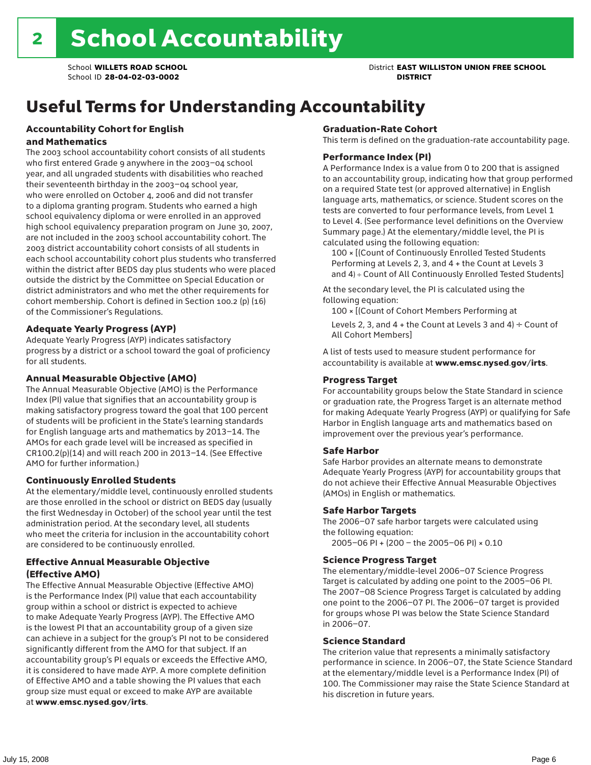# 2 School Accountability

School **WILLETS ROAD SCHOOL**
School ID **28-04-02-03-0002**

District **EAST WILLISTON UNION FREE SCHOOL DISTRICT**

## Useful Terms for Understanding Accountability

### Accountability Cohort for English and Mathematics

The 2003 school accountability cohort consists of all students who first entered Grade 9 anywhere in the 2003–04 school year, and all ungraded students with disabilities who reached their seventeenth birthday in the 2003–04 school year, who were enrolled on October 4, 2006 and did not transfer to a diploma granting program. Students who earned a high school equivalency diploma or were enrolled in an approved high school equivalency preparation program on June 30, 2007, are not included in the 2003 school accountability cohort. The 2003 district accountability cohort consists of all students in each school accountability cohort plus students who transferred within the district after BEDS day plus students who were placed outside the district by the Committee on Special Education or district administrators and who met the other requirements for cohort membership. Cohort is defined in Section 100.2 (p) (16) of the Commissioner's Regulations.

### Adequate Yearly Progress (AYP)

Adequate Yearly Progress (AYP) indicates satisfactory progress by a district or a school toward the goal of proficiency for all students.

### Annual Measurable Objective (AMO)

The Annual Measurable Objective (AMO) is the Performance Index (PI) value that signifies that an accountability group is making satisfactory progress toward the goal that 100 percent of students will be proficient in the State's learning standards for English language arts and mathematics by 2013–14. The AMOs for each grade level will be increased as specified in CR100.2(p)(14) and will reach 200 in 2013–14. (See Effective AMO for further information.)

### Continuously Enrolled Students

At the elementary/middle level, continuously enrolled students are those enrolled in the school or district on BEDS day (usually the first Wednesday in October) of the school year until the test administration period. At the secondary level, all students who meet the criteria for inclusion in the accountability cohort are considered to be continuously enrolled.

### Effective Annual Measurable Objective (Effective AMO)

The Effective Annual Measurable Objective (Effective AMO) is the Performance Index (PI) value that each accountability group within a school or district is expected to achieve to make Adequate Yearly Progress (AYP). The Effective AMO is the lowest PI that an accountability group of a given size can achieve in a subject for the group's PI not to be considered significantly different from the AMO for that subject. If an accountability group's PI equals or exceeds the Effective AMO, it is considered to have made AYP. A more complete definition of Effective AMO and a table showing the PI values that each group size must equal or exceed to make AYP are available at **www.emsc.nysed.gov/irts**.

### Graduation-Rate Cohort

This term is defined on the graduation-rate accountability page.

### Performance Index (PI)

A Performance Index is a value from 0 to 200 that is assigned to an accountability group, indicating how that group performed on a required State test (or approved alternative) in English language arts, mathematics, or science. Student scores on the tests are converted to four performance levels, from Level 1 to Level 4. (See performance level definitions on the Overview Summary page.) At the elementary/middle level, the PI is calculated using the following equation:

100 × [(Count of Continuously Enrolled Tested Students Performing at Levels 2, 3, and 4 + the Count at Levels 3 and 4) ÷ Count of All Continuously Enrolled Tested Students]

At the secondary level, the PI is calculated using the following equation:

100 × [(Count of Cohort Members Performing at Levels 2, 3, and 4 + the Count at Levels 3 and 4) ÷ Count of All Cohort Members]

A list of tests used to measure student performance for accountability is available at **www.emsc.nysed.gov/irts**.

### Progress Target

For accountability groups below the State Standard in science or graduation rate, the Progress Target is an alternate method for making Adequate Yearly Progress (AYP) or qualifying for Safe Harbor in English language arts and mathematics based on improvement over the previous year's performance.

### Safe Harbor

Safe Harbor provides an alternate means to demonstrate Adequate Yearly Progress (AYP) for accountability groups that do not achieve their Effective Annual Measurable Objectives (AMOs) in English or mathematics.

### Safe Harbor Targets

The 2006–07 safe harbor targets were calculated using the following equation:

2005–06 PI + (200 – the 2005–06 PI) × 0.10

### Science Progress Target

The elementary/middle-level 2006–07 Science Progress Target is calculated by adding one point to the 2005–06 PI. The 2007–08 Science Progress Target is calculated by adding one point to the 2006–07 PI. The 2006–07 target is provided for groups whose PI was below the State Science Standard in 2006–07.

### Science Standard

The criterion value that represents a minimally satisfactory performance in science. In 2006–07, the State Science Standard at the elementary/middle level is a Performance Index (PI) of 100. The Commissioner may raise the State Science Standard at his discretion in future years.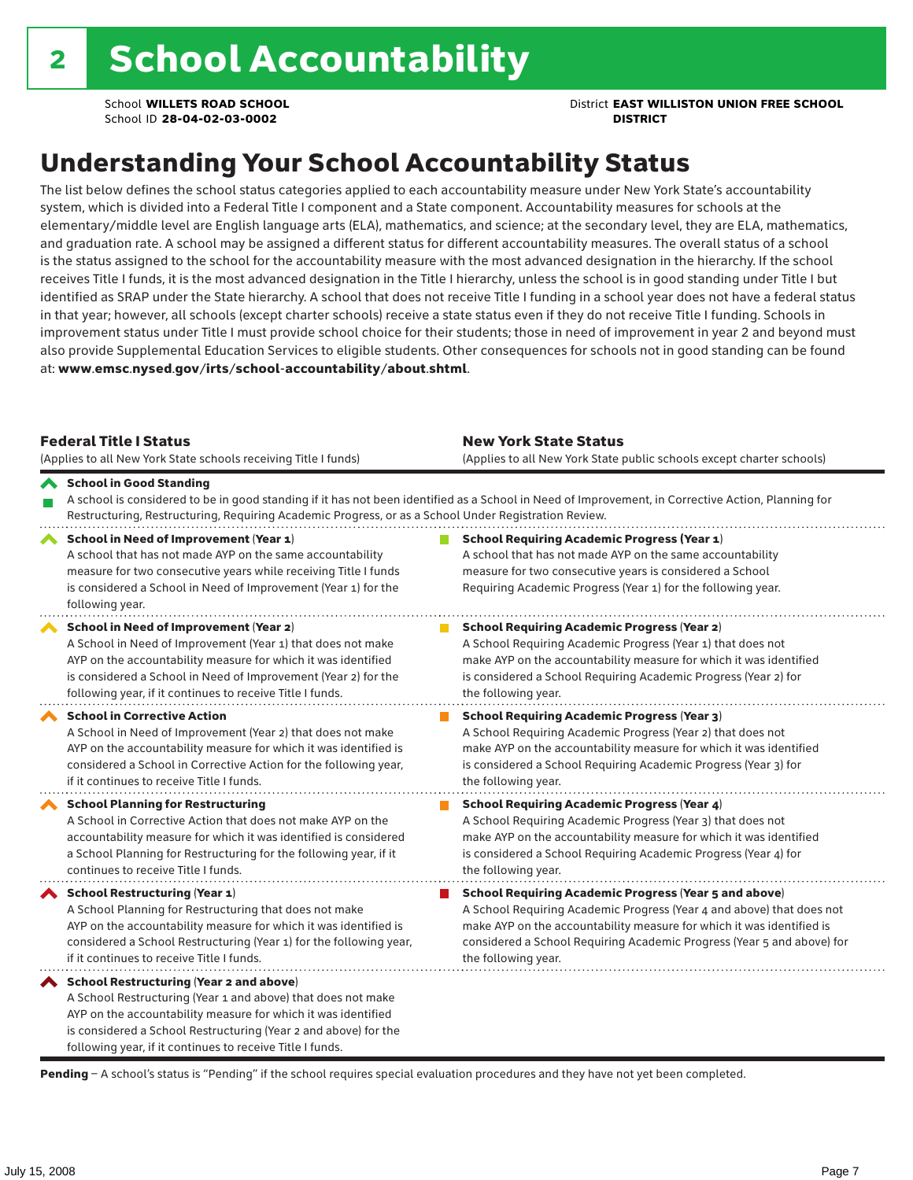# 2 School Accountability

School **WILLETS ROAD SCHOOL**
School ID **28-04-02-03-0002**

District **EAST WILLISTON UNION FREE SCHOOL DISTRICT**

## Understanding Your School Accountability Status

The list below defines the school status categories applied to each accountability measure under New York State's accountability system, which is divided into a Federal Title I component and a State component. Accountability measures for schools at the elementary/middle level are English language arts (ELA), mathematics, and science; at the secondary level, they are ELA, mathematics, and graduation rate. A school may be assigned a different status for different accountability measures. The overall status of a school is the status assigned to the school for the accountability measure with the most advanced designation in the hierarchy. If the school receives Title I funds, it is the most advanced designation in the Title I hierarchy, unless the school is in good standing under Title I but identified as SRAP under the State hierarchy. A school that does not receive Title I funding in a school year does not have a federal status in that year; however, all schools (except charter schools) receive a state status even if they do not receive Title I funding. Schools in improvement status under Title I must provide school choice for their students; those in need of improvement in year 2 and beyond must also provide Supplemental Education Services to eligible students. Other consequences for schools not in good standing can be found at: **www.emsc.nysed.gov/irts/school-accountability/about.shtml**.

| **Federal Title I Status** (Applies to all New York State schools receiving Title I funds) | **New York State Status** (Applies to all New York State public schools except charter schools) |
|---|---|
| **School in Good Standing** A school is considered to be in good standing if it has not been identified as a School in Need of Improvement, in Corrective Action, Planning for Restructuring, Restructuring, Requiring Academic Progress, or as a School Under Registration Review. | |
| **School in Need of Improvement (Year 1)** A school that has not made AYP on the same accountability measure for two consecutive years while receiving Title I funds is considered a School in Need of Improvement (Year 1) for the following year. | **School Requiring Academic Progress (Year 1)** A school that has not made AYP on the same accountability measure for two consecutive years is considered a School Requiring Academic Progress (Year 1) for the following year. |
| **School in Need of Improvement (Year 2)** A School in Need of Improvement (Year 1) that does not make AYP on the accountability measure for which it was identified is considered a School in Need of Improvement (Year 2) for the following year, if it continues to receive Title I funds. | **School Requiring Academic Progress (Year 2)** A School Requiring Academic Progress (Year 1) that does not make AYP on the accountability measure for which it was identified is considered a School Requiring Academic Progress (Year 2) for the following year. |
| **School in Corrective Action** A School in Need of Improvement (Year 2) that does not make AYP on the accountability measure for which it was identified is considered a School in Corrective Action for the following year, if it continues to receive Title I funds. | **School Requiring Academic Progress (Year 3)** A School Requiring Academic Progress (Year 2) that does not make AYP on the accountability measure for which it was identified is considered a School Requiring Academic Progress (Year 3) for the following year. |
| **School Planning for Restructuring** A School in Corrective Action that does not make AYP on the accountability measure for which it was identified is considered a School Planning for Restructuring for the following year, if it continues to receive Title I funds. | **School Requiring Academic Progress (Year 4)** A School Requiring Academic Progress (Year 3) that does not make AYP on the accountability measure for which it was identified is considered a School Requiring Academic Progress (Year 4) for the following year. |
| **School Restructuring (Year 1)** A School Planning for Restructuring that does not make AYP on the accountability measure for which it was identified is considered a School Restructuring (Year 1) for the following year, if it continues to receive Title I funds. | **School Requiring Academic Progress (Year 5 and above)** A School Requiring Academic Progress (Year 4 and above) that does not make AYP on the accountability measure for which it was identified is considered a School Requiring Academic Progress (Year 5 and above) for the following year. |
| **School Restructuring (Year 2 and above)** A School Restructuring (Year 1 and above) that does not make AYP on the accountability measure for which it was identified is considered a School Restructuring (Year 2 and above) for the following year, if it continues to receive Title I funds. | |

**Pending** – A school's status is "Pending" if the school requires special evaluation procedures and they have not yet been completed.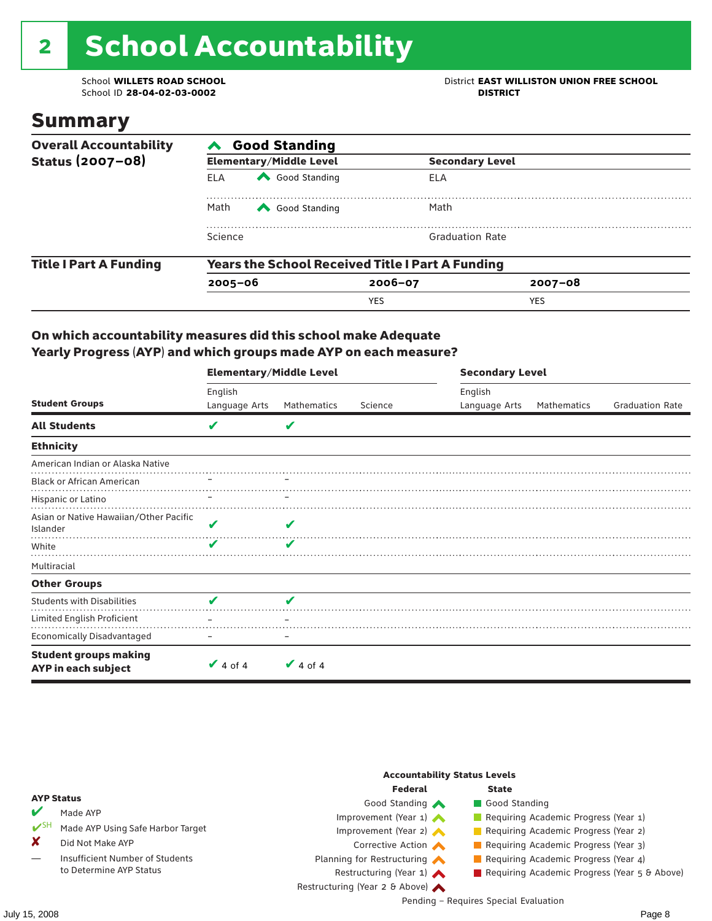# 2 School Accountability

School **WILLETS ROAD SCHOOL**
School ID **28-04-02-03-0002**

District **EAST WILLISTON UNION FREE SCHOOL DISTRICT**

## Summary

**Overall Accountability Status (2007–08)**

**Good Standing**

| Elementary/Middle Level | | Secondary Level | |
|---|---|---|---|
| ELA | Good Standing | ELA | |
| Math | Good Standing | Math | |
| Science | | Graduation Rate | |

**Title I Part A Funding**

Years the School Received Title I Part A Funding

| 2005–06 | 2006–07 | 2007–08 |
|---|---|---|
| | YES | YES |

### On which accountability measures did this school make Adequate Yearly Progress (AYP) and which groups made AYP on each measure?

| Student Groups | Elementary/Middle Level: English Language Arts | Elementary/Middle Level: Mathematics | Elementary/Middle Level: Science | Secondary Level: English Language Arts | Secondary Level: Mathematics | Secondary Level: Graduation Rate |
|---|---|---|---|---|---|---|
| **All Students** | ✔ | ✔ | | | | |
| **Ethnicity** | | | | | | |
| American Indian or Alaska Native | | | | | | |
| Black or African American | – | – | | | | |
| Hispanic or Latino | – | – | | | | |
| Asian or Native Hawaiian/Other Pacific Islander | ✔ | ✔ | | | | |
| White | ✔ | ✔ | | | | |
| Multiracial | | | | | | |
| **Other Groups** | | | | | | |
| Students with Disabilities | ✔ | ✔ | | | | |
| Limited English Proficient | – | – | | | | |
| Economically Disadvantaged | – | – | | | | |
| **Student groups making AYP in each subject** | ✔ 4 of 4 | ✔ 4 of 4 | | | | |

**AYP Status**

- ✔ Made AYP
- ✔SH Made AYP Using Safe Harbor Target
- ✘ Did Not Make AYP
- — Insufficient Number of Students to Determine AYP Status

**Accountability Status Levels**

| Federal | State |
|---|---|
| Good Standing | Good Standing |
| Improvement (Year 1) | Requiring Academic Progress (Year 1) |
| Improvement (Year 2) | Requiring Academic Progress (Year 2) |
| Corrective Action | Requiring Academic Progress (Year 3) |
| Planning for Restructuring | Requiring Academic Progress (Year 4) |
| Restructuring (Year 1) | Requiring Academic Progress (Year 5 & Above) |
| Restructuring (Year 2 & Above) | |

Pending – Requires Special Evaluation

July 15, 2008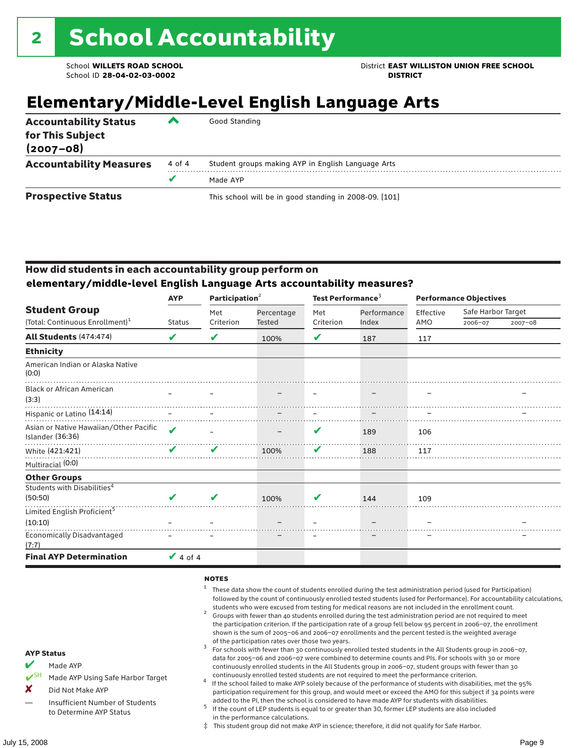# 2 School Accountability

School **WILLETS ROAD SCHOOL**
School ID **28-04-02-03-0002**

District **EAST WILLISTON UNION FREE SCHOOL DISTRICT**

## Elementary/Middle-Level English Language Arts

| | | |
|---|---|---|
| **Accountability Status for This Subject (2007–08)** | ^ | Good Standing |
| **Accountability Measures** | 4 of 4 | Student groups making AYP in English Language Arts |
| | ✔ | Made AYP |
| **Prospective Status** | | This school will be in good standing in 2008-09. [101] |

### How did students in each accountability group perform on elementary/middle-level English Language Arts accountability measures?

| Student Group (Total: Continuous Enrollment)[1] | AYP Status | Participation[2] Met Criterion | Participation[2] Percentage Tested | Test Performance[3] Met Criterion | Test Performance[3] Performance Index | Performance Objectives Effective AMO | Safe Harbor Target 2006–07 | Safe Harbor Target 2007–08 |
|---|---|---|---|---|---|---|---|---|
| **All Students** (474:474) | ✔ | ✔ | 100% | ✔ | 187 | 117 | | |
| **Ethnicity** | | | | | | | | |
| American Indian or Alaska Native (0:0) | | | | | | | | |
| Black or African American (3:3) | – | – | – | – | – | – | | – |
| Hispanic or Latino (14:14) | – | – | – | – | – | – | | – |
| Asian or Native Hawaiian/Other Pacific Islander (36:36) | ✔ | – | – | ✔ | 189 | 106 | | |
| White (421:421) | ✔ | ✔ | 100% | ✔ | 188 | 117 | | |
| Multiracial (0:0) | | | | | | | | |
| **Other Groups** | | | | | | | | |
| Students with Disabilities[4] (50:50) | ✔ | ✔ | 100% | ✔ | 144 | 109 | | |
| Limited English Proficient[5] (10:10) | – | – | – | – | – | – | | – |
| Economically Disadvantaged (7:7) | – | – | – | – | – | – | | – |
| **Final AYP Determination** | ✔ 4 of 4 | | | | | | | |

**AYP Status**

- ✔ Made AYP
- ✔SH Made AYP Using Safe Harbor Target
- ✘ Did Not Make AYP
- — Insufficient Number of Students to Determine AYP Status

**NOTES**

1. These data show the count of students enrolled during the test administration period (used for Participation) followed by the count of continuously enrolled tested students (used for Performance). For accountability calculations, students who were excused from testing for medical reasons are not included in the enrollment count.
2. Groups with fewer than 40 students enrolled during the test administration period are not required to meet the participation criterion. If the participation rate of a group fell below 95 percent in 2006–07, the enrollment shown is the sum of 2005–06 and 2006–07 enrollments and the percent tested is the weighted average of the participation rates over those two years.
3. For schools with fewer than 30 continuously enrolled tested students in the All Students group in 2006–07, data for 2005–06 and 2006–07 were combined to determine counts and PIs. For schools with 30 or more continuously enrolled students in the All Students group in 2006–07, student groups with fewer than 30 continuously enrolled tested students are not required to meet the performance criterion.
4. If the school failed to make AYP solely because of the performance of students with disabilities, met the 95% participation requirement for this group, and would meet or exceed the AMO for this subject if 34 points were added to the PI, then the school is considered to have made AYP for students with disabilities.
5. If the count of LEP students is equal to or greater than 30, former LEP students are also included in the performance calculations.

‡ This student group did not make AYP in science; therefore, it did not qualify for Safe Harbor.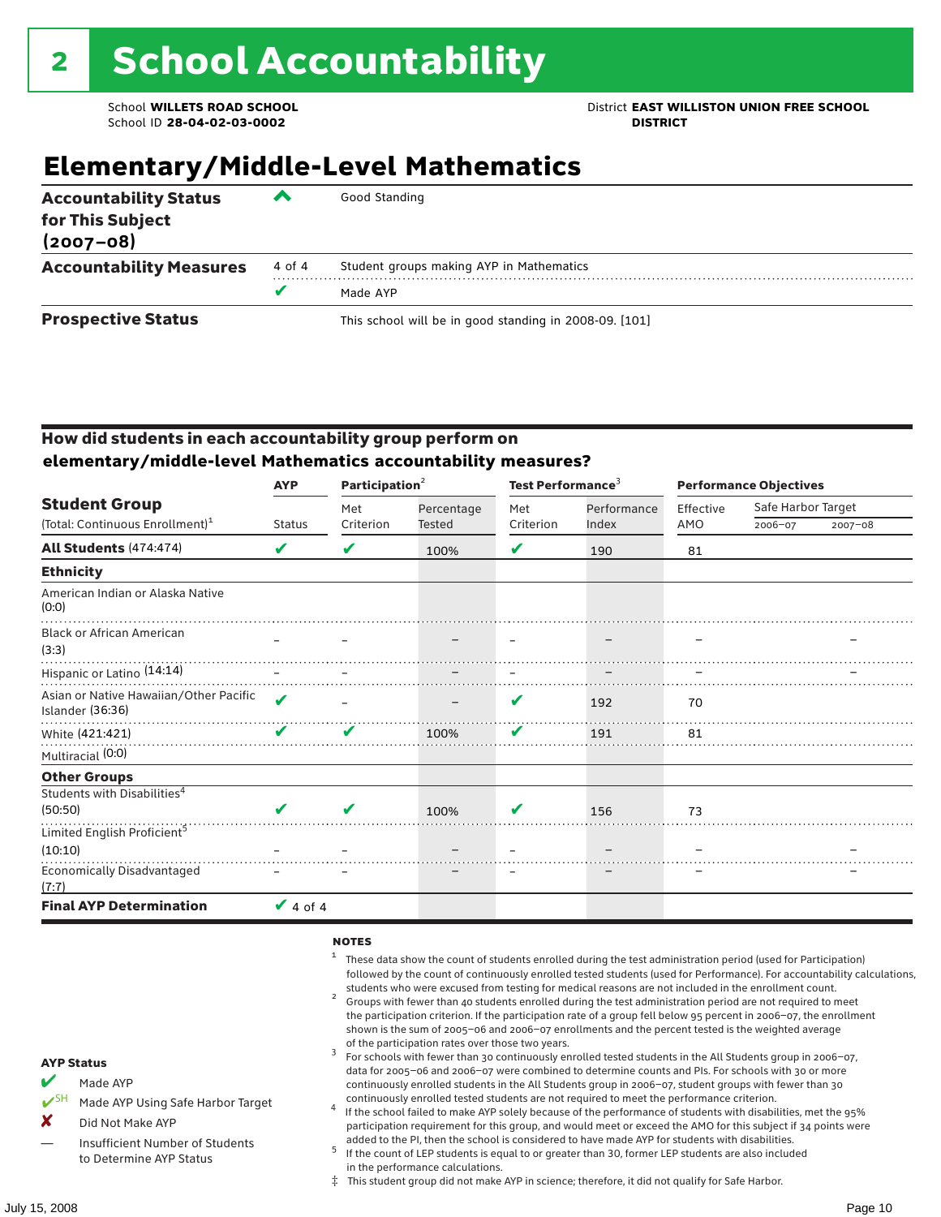# 2 School Accountability

School **WILLETS ROAD SCHOOL**
School ID **28-04-02-03-0002**

District **EAST WILLISTON UNION FREE SCHOOL DISTRICT**

## Elementary/Middle-Level Mathematics

| | | |
|---|---|---|
| **Accountability Status for This Subject (2007–08)** | ^ | Good Standing |
| **Accountability Measures** | 4 of 4 | Student groups making AYP in Mathematics |
| | ✔ | Made AYP |
| **Prospective Status** | | This school will be in good standing in 2008-09. [101] |

### How did students in each accountability group perform on elementary/middle-level Mathematics accountability measures?

| Student Group (Total: Continuous Enrollment)[1] | AYP Status | Participation[2] Met Criterion | Percentage Tested | Test Performance[3] Met Criterion | Performance Index | Performance Objectives Effective AMO | Safe Harbor Target 2006–07 | 2007–08 |
|---|---|---|---|---|---|---|---|---|
| **All Students** (474:474) | ✔ | ✔ | 100% | ✔ | 190 | 81 | | |
| **Ethnicity** | | | | | | | | |
| American Indian or Alaska Native (0:0) | | | | | | | | |
| Black or African American (3:3) | – | – | – | – | – | – | | – |
| Hispanic or Latino (14:14) | – | – | – | – | – | – | | – |
| Asian or Native Hawaiian/Other Pacific Islander (36:36) | ✔ | – | – | ✔ | 192 | 70 | | |
| White (421:421) | ✔ | ✔ | 100% | ✔ | 191 | 81 | | |
| Multiracial (0:0) | | | | | | | | |
| **Other Groups** | | | | | | | | |
| Students with Disabilities[4] (50:50) | ✔ | ✔ | 100% | ✔ | 156 | 73 | | |
| Limited English Proficient[5] (10:10) | – | – | – | – | – | – | | – |
| Economically Disadvantaged (7:7) | – | – | – | – | – | – | | – |
| **Final AYP Determination** | ✔ 4 of 4 | | | | | | | |

**AYP Status**

- ✔ Made AYP
- ✔SH Made AYP Using Safe Harbor Target
- ✘ Did Not Make AYP
- — Insufficient Number of Students to Determine AYP Status

**NOTES**

1. These data show the count of students enrolled during the test administration period (used for Participation) followed by the count of continuously enrolled tested students (used for Performance). For accountability calculations, students who were excused from testing for medical reasons are not included in the enrollment count.
2. Groups with fewer than 40 students enrolled during the test administration period are not required to meet the participation criterion. If the participation rate of a group fell below 95 percent in 2006–07, the enrollment shown is the sum of 2005–06 and 2006–07 enrollments and the percent tested is the weighted average of the participation rates over those two years.
3. For schools with fewer than 30 continuously enrolled tested students in the All Students group in 2006–07, data for 2005–06 and 2006–07 were combined to determine counts and PIs. For schools with 30 or more continuously enrolled students in the All Students group in 2006–07, student groups with fewer than 30 continuously enrolled tested students are not required to meet the performance criterion.
4. If the school failed to make AYP solely because of the performance of students with disabilities, met the 95% participation requirement for this group, and would meet or exceed the AMO for this subject if 34 points were added to the PI, then the school is considered to have made AYP for students with disabilities.
5. If the count of LEP students is equal to or greater than 30, former LEP students are also included in the performance calculations.

‡ This student group did not make AYP in science; therefore, it did not qualify for Safe Harbor.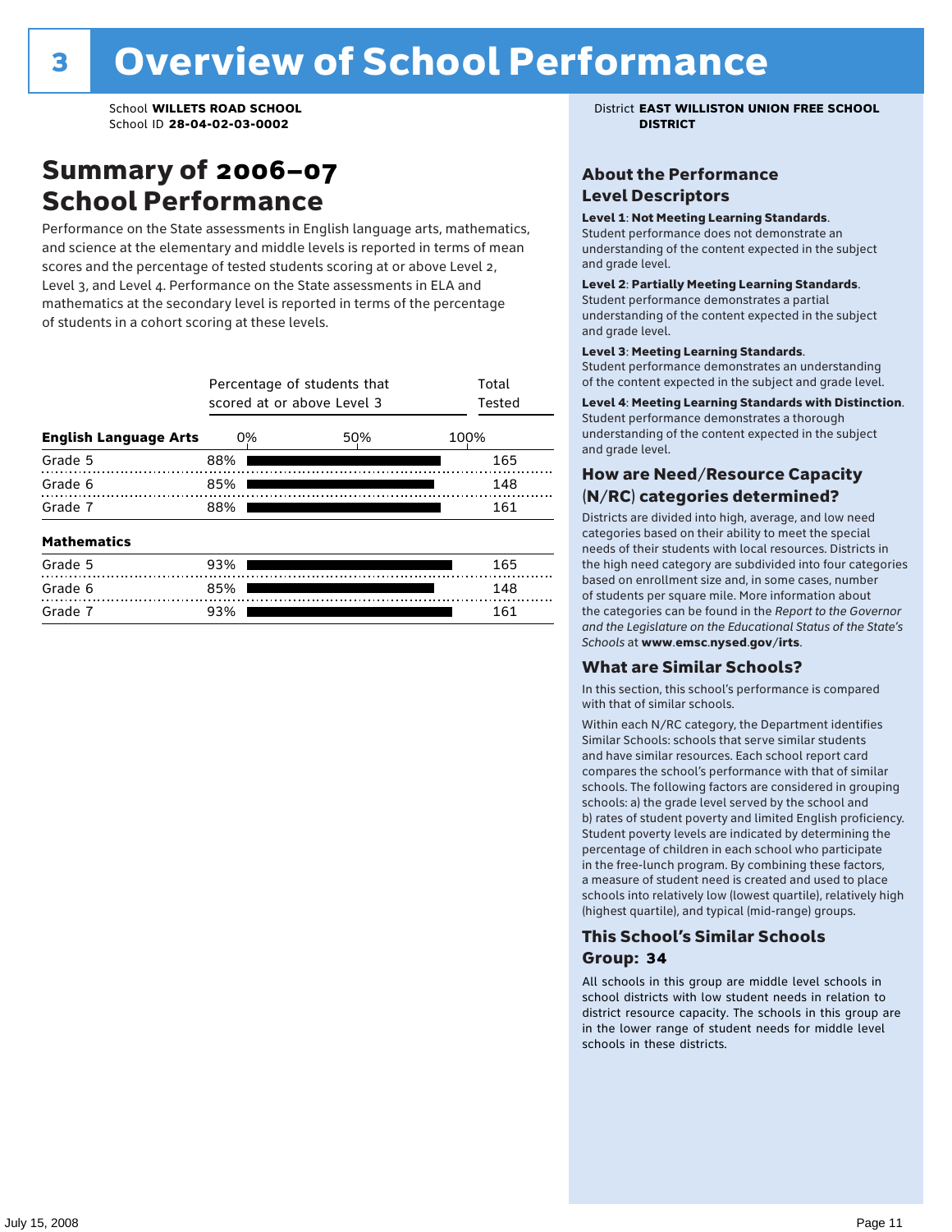# 3 Overview of School Performance

School **WILLETS ROAD SCHOOL**
School ID **28-04-02-03-0002**

District **EAST WILLISTON UNION FREE SCHOOL DISTRICT**

## Summary of 2006–07 School Performance

Performance on the State assessments in English language arts, mathematics, and science at the elementary and middle levels is reported in terms of mean scores and the percentage of tested students scoring at or above Level 2, Level 3, and Level 4. Performance on the State assessments in ELA and mathematics at the secondary level is reported in terms of the percentage of students in a cohort scoring at these levels.

| | Percentage of students that scored at or above Level 3 | Total Tested |
|---|---|---|
| **English Language Arts** | | |
| Grade 5 | 88% | 165 |
| Grade 6 | 85% | 148 |
| Grade 7 | 88% | 161 |
| **Mathematics** | | |
| Grade 5 | 93% | 165 |
| Grade 6 | 85% | 148 |
| Grade 7 | 93% | 161 |

### About the Performance Level Descriptors

**Level 1**: **Not Meeting Learning Standards**. Student performance does not demonstrate an understanding of the content expected in the subject and grade level.

**Level 2**: **Partially Meeting Learning Standards**. Student performance demonstrates a partial understanding of the content expected in the subject and grade level.

**Level 3**: **Meeting Learning Standards**. Student performance demonstrates an understanding of the content expected in the subject and grade level.

**Level 4**: **Meeting Learning Standards with Distinction**. Student performance demonstrates a thorough understanding of the content expected in the subject and grade level.

### How are Need/Resource Capacity (N/RC) categories determined?

Districts are divided into high, average, and low need categories based on their ability to meet the special needs of their students with local resources. Districts in the high need category are subdivided into four categories based on enrollment size and, in some cases, number of students per square mile. More information about the categories can be found in the *Report to the Governor and the Legislature on the Educational Status of the State's Schools* at **www.emsc.nysed.gov/irts**.

### What are Similar Schools?

In this section, this school's performance is compared with that of similar schools.

Within each N/RC category, the Department identifies Similar Schools: schools that serve similar students and have similar resources. Each school report card compares the school's performance with that of similar schools. The following factors are considered in grouping schools: a) the grade level served by the school and b) rates of student poverty and limited English proficiency. Student poverty levels are indicated by determining the percentage of children in each school who participate in the free-lunch program. By combining these factors, a measure of student need is created and used to place schools into relatively low (lowest quartile), relatively high (highest quartile), and typical (mid-range) groups.

### This School's Similar Schools Group: 34

All schools in this group are middle level schools in school districts with low student needs in relation to district resource capacity. The schools in this group are in the lower range of student needs for middle level schools in these districts.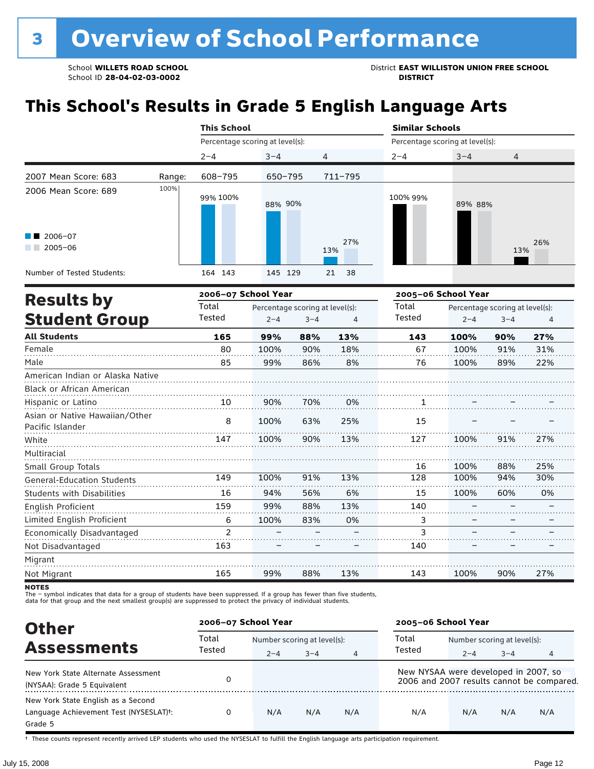# 3 Overview of School Performance

School **WILLETS ROAD SCHOOL**
School ID **28-04-02-03-0002**

District **EAST WILLISTON UNION FREE SCHOOL DISTRICT**

## This School's Results in Grade 5 English Language Arts

| | | This School | | | Similar Schools | | |
|---|---|---|---|---|---|---|---|
| | | Percentage scoring at level(s): | | | Percentage scoring at level(s): | | |
| | | 2–4 | 3–4 | 4 | 2–4 | 3–4 | 4 |
| 2007 Mean Score: 683 | Range: | 608–795 | 650–795 | 711–795 | | | |
| 2006 Mean Score: 689 | | | | | | | |
| 2006–07 | | 99% | 88% | 13% | 100% | 89% | 13% |
| 2005–06 | | 100% | 90% | 27% | 99% | 88% | 26% |
| Number of Tested Students: 2006–07 | | 164 | 145 | 21 | | | |
| Number of Tested Students: 2005–06 | | 143 | 129 | 38 | | | |

## Results by Student Group

| | 2006–07 School Year | | | | 2005–06 School Year | | | |
|---|---|---|---|---|---|---|---|---|
| | Total Tested | Percentage scoring at level(s): 2–4 | 3–4 | 4 | Total Tested | Percentage scoring at level(s): 2–4 | 3–4 | 4 |
| **All Students** | **165** | **99%** | **88%** | **13%** | **143** | **100%** | **90%** | **27%** |
| Female | 80 | 100% | 90% | 18% | 67 | 100% | 91% | 31% |
| Male | 85 | 99% | 86% | 8% | 76 | 100% | 89% | 22% |
| American Indian or Alaska Native | | | | | | | | |
| Black or African American | | | | | | | | |
| Hispanic or Latino | 10 | 90% | 70% | 0% | 1 | – | – | – |
| Asian or Native Hawaiian/Other Pacific Islander | 8 | 100% | 63% | 25% | 15 | – | – | – |
| White | 147 | 100% | 90% | 13% | 127 | 100% | 91% | 27% |
| Multiracial | | | | | | | | |
| Small Group Totals | | | | | 16 | 100% | 88% | 25% |
| General-Education Students | 149 | 100% | 91% | 13% | 128 | 100% | 94% | 30% |
| Students with Disabilities | 16 | 94% | 56% | 6% | 15 | 100% | 60% | 0% |
| English Proficient | 159 | 99% | 88% | 13% | 140 | – | – | – |
| Limited English Proficient | 6 | 100% | 83% | 0% | 3 | – | – | – |
| Economically Disadvantaged | 2 | – | – | – | 3 | – | – | – |
| Not Disadvantaged | 163 | – | – | – | 140 | – | – | – |
| Migrant | | | | | | | | |
| Not Migrant | 165 | 99% | 88% | 13% | 143 | 100% | 90% | 27% |

**NOTES**
The – symbol indicates that data for a group of students have been suppressed. If a group has fewer than five students, data for that group and the next smallest group(s) are suppressed to protect the privacy of individual students.

## Other Assessments

| | 2006–07 School Year | | | | 2005–06 School Year | | | |
|---|---|---|---|---|---|---|---|---|
| | Total Tested | Number scoring at level(s): 2–4 | 3–4 | 4 | Total Tested | Number scoring at level(s): 2–4 | 3–4 | 4 |
| New York State Alternate Assessment (NYSAA): Grade 5 Equivalent | 0 | | | | New NYSAA were developed in 2007, so 2006 and 2007 results cannot be compared. | | | |
| New York State English as a Second Language Achievement Test (NYSESLAT)†: Grade 5 | 0 | N/A | N/A | N/A | N/A | N/A | N/A | N/A |

† These counts represent recently arrived LEP students who used the NYSESLAT to fulfill the English language arts participation requirement.

July 15, 2008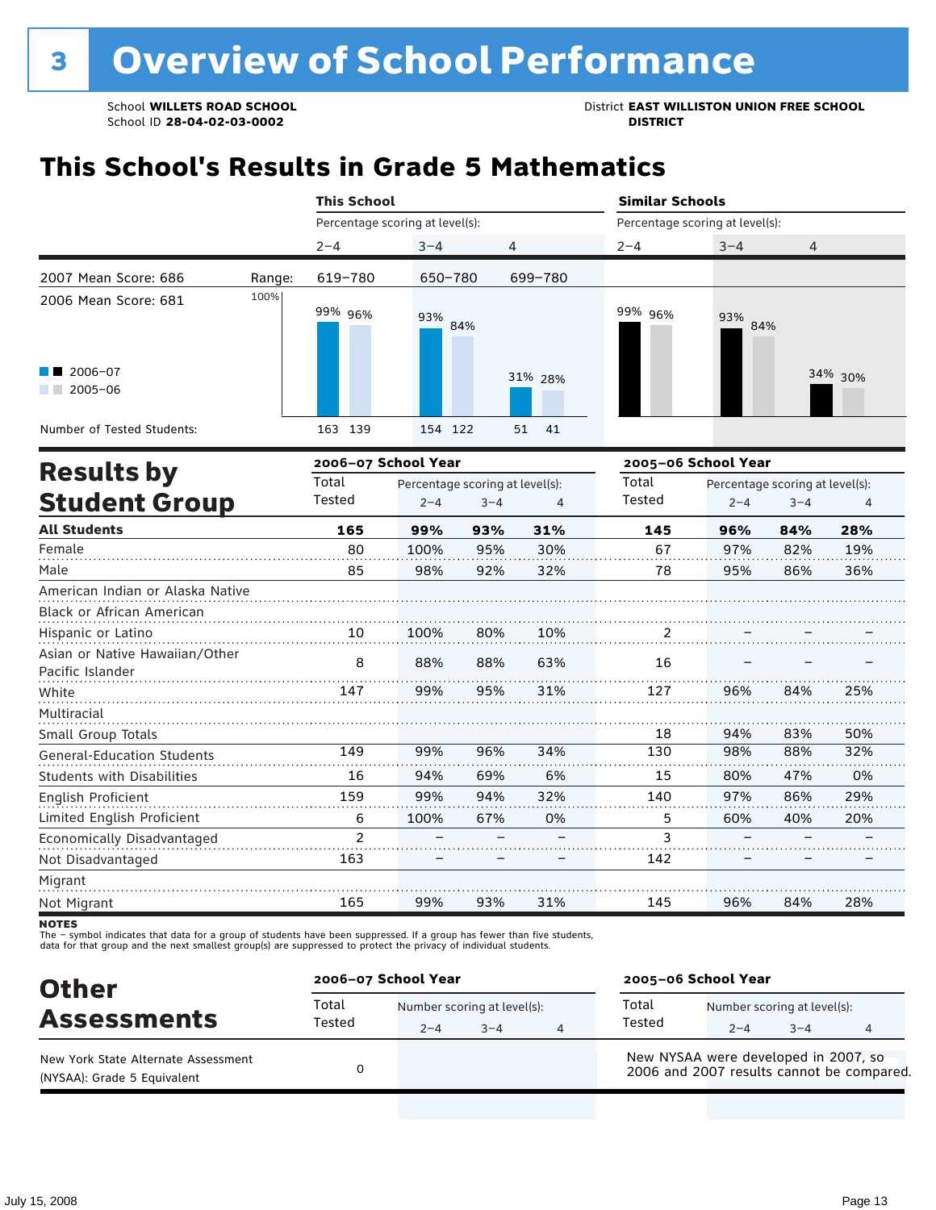# 3 Overview of School Performance

School **WILLETS ROAD SCHOOL**
School ID **28-04-02-03-0002**

District **EAST WILLISTON UNION FREE SCHOOL DISTRICT**

## This School's Results in Grade 5 Mathematics

| | This School 2–4 | This School 3–4 | This School 4 | Similar Schools 2–4 | Similar Schools 3–4 | Similar Schools 4 |
|---|---|---|---|---|---|---|
| 2007 Mean Score: 686 — Range: | 619–780 | 650–780 | 699–780 | | | |
| 2006 Mean Score: 681 | | | | | | |
| 2006–07 | 99% | 93% | 31% | 99% | 93% | 34% |
| 2005–06 | 96% | 84% | 28% | 96% | 84% | 30% |
| Number of Tested Students: 2006–07 | 163 | 154 | 51 | | | |
| Number of Tested Students: 2005–06 | 139 | 122 | 41 | | | |

Percentage scoring at level(s).

## Results by Student Group

| | 2006–07 Total Tested | 2006–07 % 2–4 | 2006–07 % 3–4 | 2006–07 % 4 | 2005–06 Total Tested | 2005–06 % 2–4 | 2005–06 % 3–4 | 2005–06 % 4 |
|---|---|---|---|---|---|---|---|---|
| **All Students** | **165** | **99%** | **93%** | **31%** | **145** | **96%** | **84%** | **28%** |
| Female | 80 | 100% | 95% | 30% | 67 | 97% | 82% | 19% |
| Male | 85 | 98% | 92% | 32% | 78 | 95% | 86% | 36% |
| American Indian or Alaska Native | | | | | | | | |
| Black or African American | | | | | | | | |
| Hispanic or Latino | 10 | 100% | 80% | 10% | 2 | – | – | – |
| Asian or Native Hawaiian/Other Pacific Islander | 8 | 88% | 88% | 63% | 16 | – | – | – |
| White | 147 | 99% | 95% | 31% | 127 | 96% | 84% | 25% |
| Multiracial | | | | | | | | |
| Small Group Totals | | | | | 18 | 94% | 83% | 50% |
| General-Education Students | 149 | 99% | 96% | 34% | 130 | 98% | 88% | 32% |
| Students with Disabilities | 16 | 94% | 69% | 6% | 15 | 80% | 47% | 0% |
| English Proficient | 159 | 99% | 94% | 32% | 140 | 97% | 86% | 29% |
| Limited English Proficient | 6 | 100% | 67% | 0% | 5 | 60% | 40% | 20% |
| Economically Disadvantaged | 2 | – | – | – | 3 | – | – | – |
| Not Disadvantaged | 163 | – | – | – | 142 | – | – | – |
| Migrant | | | | | | | | |
| Not Migrant | 165 | 99% | 93% | 31% | 145 | 96% | 84% | 28% |

**NOTES**
The – symbol indicates that data for a group of students have been suppressed. If a group has fewer than five students, data for that group and the next smallest group(s) are suppressed to protect the privacy of individual students.

## Other Assessments

| | 2006–07 Total Tested | 2006–07 Number 2–4 | 2006–07 Number 3–4 | 2006–07 Number 4 | 2005–06 Total Tested | 2005–06 Number 2–4 | 2005–06 Number 3–4 | 2005–06 Number 4 |
|---|---|---|---|---|---|---|---|---|
| New York State Alternate Assessment (NYSAA): Grade 5 Equivalent | 0 | | | | New NYSAA were developed in 2007, so 2006 and 2007 results cannot be compared. | | | |

July 15, 2008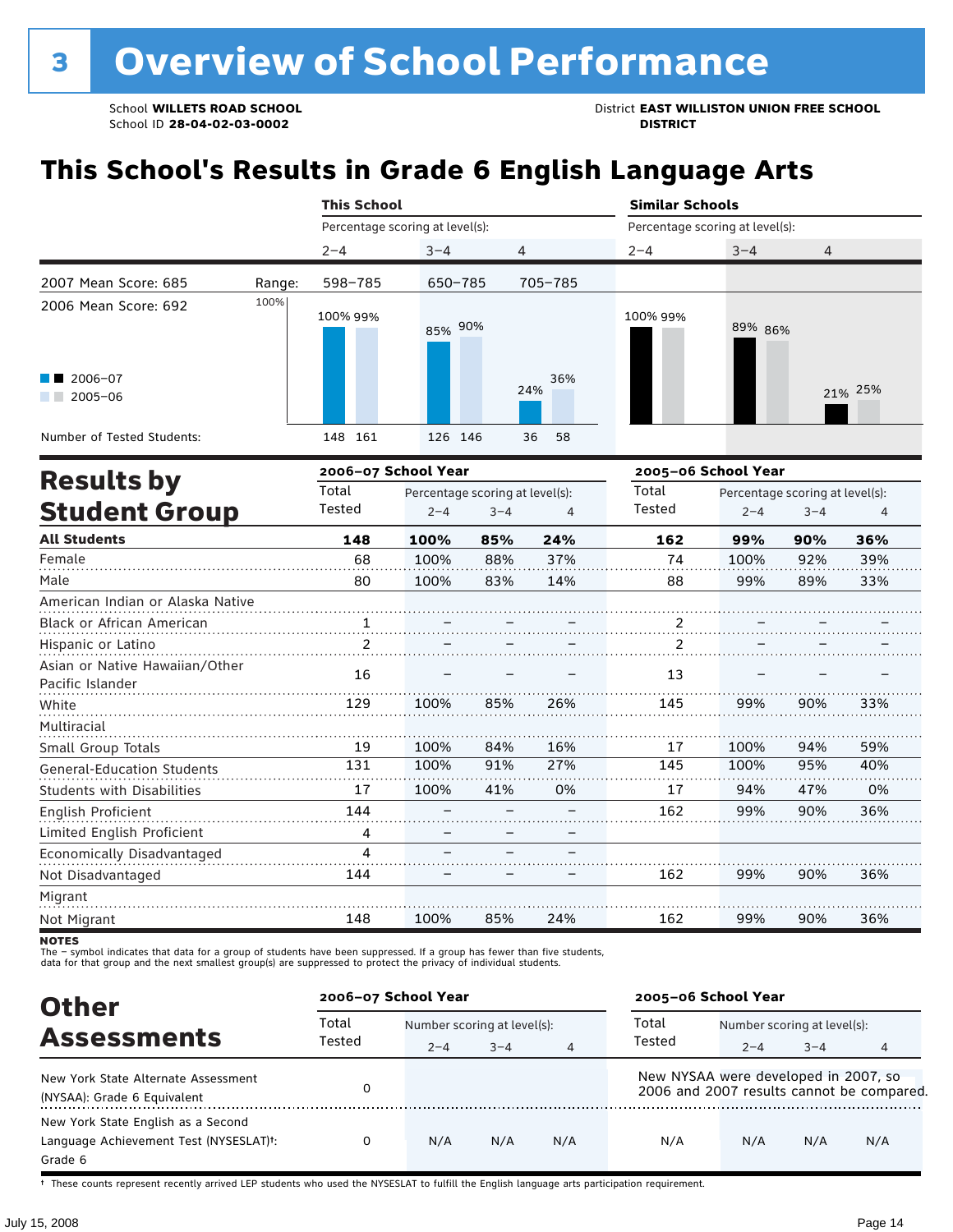# 3 Overview of School Performance

School **WILLETS ROAD SCHOOL**
School ID **28-04-02-03-0002**

District **EAST WILLISTON UNION FREE SCHOOL DISTRICT**

## This School's Results in Grade 6 English Language Arts

| | | This School | | | Similar Schools | | |
|---|---|---|---|---|---|---|---|
| | | Percentage scoring at level(s): | | | Percentage scoring at level(s): | | |
| | | 2–4 | 3–4 | 4 | 2–4 | 3–4 | 4 |
| 2007 Mean Score: 685 | Range: | 598–785 | 650–785 | 705–785 | | | |
| 2006 Mean Score: 692 | | | | | | | |
| 2006–07 | | 100% | 85% | 24% | 100% | 89% | 21% |
| 2005–06 | | 99% | 90% | 36% | 99% | 86% | 25% |
| Number of Tested Students: 2006–07 | | 148 | 126 | 36 | | | |
| Number of Tested Students: 2005–06 | | 161 | 146 | 58 | | | |

## Results by Student Group

| | 2006–07 School Year | | | | 2005–06 School Year | | | |
|---|---|---|---|---|---|---|---|---|
| | Total Tested | Percentage scoring at level(s): 2–4 | 3–4 | 4 | Total Tested | Percentage scoring at level(s): 2–4 | 3–4 | 4 |
| **All Students** | **148** | **100%** | **85%** | **24%** | **162** | **99%** | **90%** | **36%** |
| Female | 68 | 100% | 88% | 37% | 74 | 100% | 92% | 39% |
| Male | 80 | 100% | 83% | 14% | 88 | 99% | 89% | 33% |
| American Indian or Alaska Native | | | | | | | | |
| Black or African American | 1 | – | – | – | 2 | – | – | – |
| Hispanic or Latino | 2 | – | – | – | 2 | – | – | – |
| Asian or Native Hawaiian/Other Pacific Islander | 16 | – | – | – | 13 | – | – | – |
| White | 129 | 100% | 85% | 26% | 145 | 99% | 90% | 33% |
| Multiracial | | | | | | | | |
| Small Group Totals | 19 | 100% | 84% | 16% | 17 | 100% | 94% | 59% |
| General-Education Students | 131 | 100% | 91% | 27% | 145 | 100% | 95% | 40% |
| Students with Disabilities | 17 | 100% | 41% | 0% | 17 | 94% | 47% | 0% |
| English Proficient | 144 | – | – | – | 162 | 99% | 90% | 36% |
| Limited English Proficient | 4 | – | – | – | | | | |
| Economically Disadvantaged | 4 | – | – | – | | | | |
| Not Disadvantaged | 144 | – | – | – | 162 | 99% | 90% | 36% |
| Migrant | | | | | | | | |
| Not Migrant | 148 | 100% | 85% | 24% | 162 | 99% | 90% | 36% |

**NOTES**
The – symbol indicates that data for a group of students have been suppressed. If a group has fewer than five students, data for that group and the next smallest group(s) are suppressed to protect the privacy of individual students.

## Other Assessments

| | 2006–07 School Year | | | | 2005–06 School Year | | | |
|---|---|---|---|---|---|---|---|---|
| | Total Tested | Number scoring at level(s): 2–4 | 3–4 | 4 | Total Tested | Number scoring at level(s): 2–4 | 3–4 | 4 |
| New York State Alternate Assessment (NYSAA): Grade 6 Equivalent | 0 | | | | New NYSAA were developed in 2007, so 2006 and 2007 results cannot be compared. | | | |
| New York State English as a Second Language Achievement Test (NYSESLAT)†: Grade 6 | 0 | N/A | N/A | N/A | N/A | N/A | N/A | N/A |

† These counts represent recently arrived LEP students who used the NYSESLAT to fulfill the English language arts participation requirement.

July 15, 2008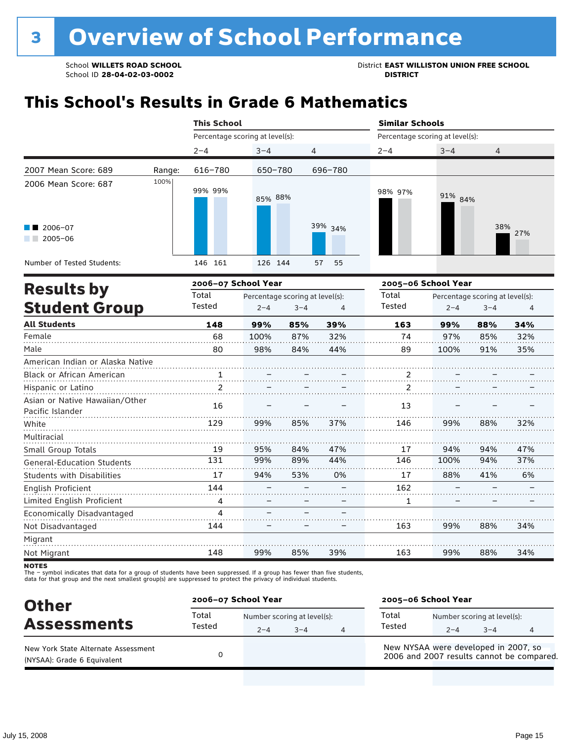# 3 Overview of School Performance

School **WILLETS ROAD SCHOOL**
School ID **28-04-02-03-0002**

District **EAST WILLISTON UNION FREE SCHOOL DISTRICT**

## This School's Results in Grade 6 Mathematics

| | | This School | | | Similar Schools | | |
|---|---|---|---|---|---|---|---|
| | | Percentage scoring at level(s): | | | Percentage scoring at level(s): | | |
| | | 2–4 | 3–4 | 4 | 2–4 | 3–4 | 4 |
| 2007 Mean Score: 689 | Range: | 616–780 | 650–780 | 696–780 | | | |
| 2006 Mean Score: 687 | 2006–07 | 99% | 85% | 39% | 98% | 91% | 38% |
| | 2005–06 | 99% | 88% | 34% | 97% | 84% | 27% |
| Number of Tested Students: | 2006–07 | 146 | 126 | 57 | | | |
| | 2005–06 | 161 | 144 | 55 | | | |

## Results by Student Group

| | 2006–07 School Year | | | | 2005–06 School Year | | | |
|---|---|---|---|---|---|---|---|---|
| | Total Tested | Percentage scoring at level(s): 2–4 | 3–4 | 4 | Total Tested | Percentage scoring at level(s): 2–4 | 3–4 | 4 |
| **All Students** | **148** | **99%** | **85%** | **39%** | **163** | **99%** | **88%** | **34%** |
| Female | 68 | 100% | 87% | 32% | 74 | 97% | 85% | 32% |
| Male | 80 | 98% | 84% | 44% | 89 | 100% | 91% | 35% |
| American Indian or Alaska Native | | | | | | | | |
| Black or African American | 1 | – | – | – | 2 | – | – | – |
| Hispanic or Latino | 2 | – | – | – | 2 | – | – | – |
| Asian or Native Hawaiian/Other Pacific Islander | 16 | – | – | – | 13 | – | – | – |
| White | 129 | 99% | 85% | 37% | 146 | 99% | 88% | 32% |
| Multiracial | | | | | | | | |
| Small Group Totals | 19 | 95% | 84% | 47% | 17 | 94% | 94% | 47% |
| General-Education Students | 131 | 99% | 89% | 44% | 146 | 100% | 94% | 37% |
| Students with Disabilities | 17 | 94% | 53% | 0% | 17 | 88% | 41% | 6% |
| English Proficient | 144 | – | – | – | 162 | – | – | – |
| Limited English Proficient | 4 | – | – | – | 1 | – | – | – |
| Economically Disadvantaged | 4 | – | – | – | | | | |
| Not Disadvantaged | 144 | – | – | – | 163 | 99% | 88% | 34% |
| Migrant | | | | | | | | |
| Not Migrant | 148 | 99% | 85% | 39% | 163 | 99% | 88% | 34% |

**NOTES**
The – symbol indicates that data for a group of students have been suppressed. If a group has fewer than five students, data for that group and the next smallest group(s) are suppressed to protect the privacy of individual students.

## Other Assessments

| | 2006–07 School Year | | | | 2005–06 School Year | | | |
|---|---|---|---|---|---|---|---|---|
| | Total Tested | Number scoring at level(s): 2–4 | 3–4 | 4 | Total Tested | Number scoring at level(s): 2–4 | 3–4 | 4 |
| New York State Alternate Assessment (NYSAA): Grade 6 Equivalent | 0 | | | | New NYSAA were developed in 2007, so 2006 and 2007 results cannot be compared. | | | |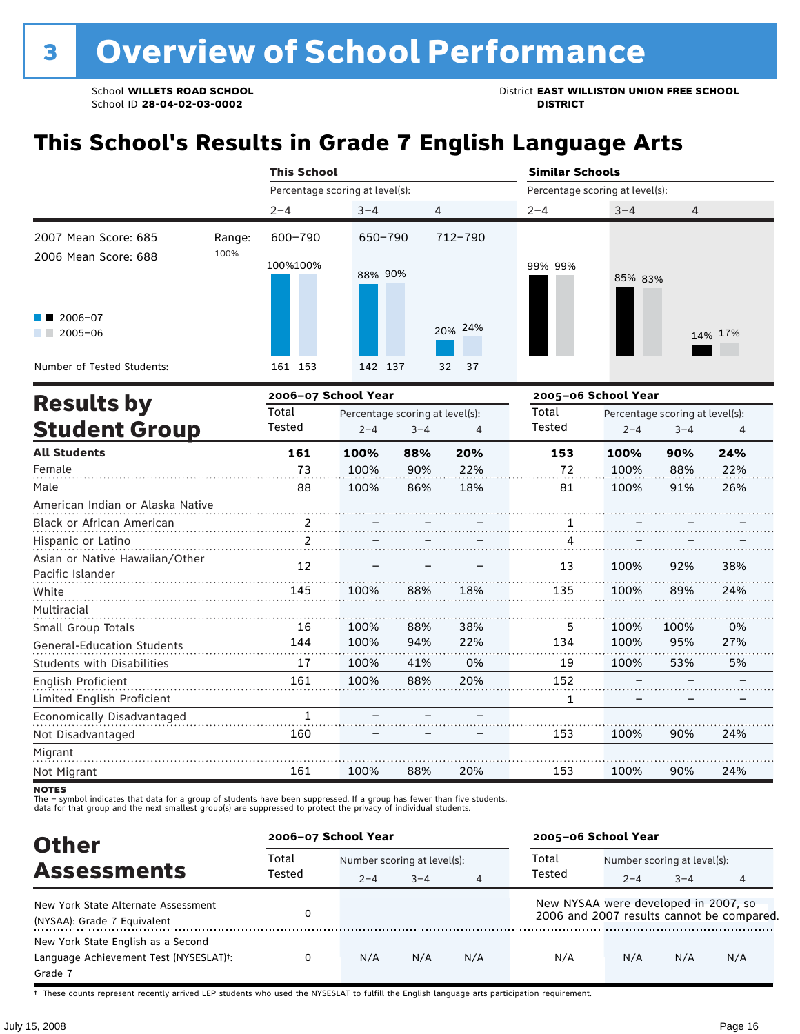# 3 Overview of School Performance

School **WILLETS ROAD SCHOOL**
School ID **28-04-02-03-0002**

District **EAST WILLISTON UNION FREE SCHOOL DISTRICT**

## This School's Results in Grade 7 English Language Arts

| | | This School | | | Similar Schools | | |
|---|---|---|---|---|---|---|---|
| | | Percentage scoring at level(s): | | | Percentage scoring at level(s): | | |
| | | 2–4 | 3–4 | 4 | 2–4 | 3–4 | 4 |
| 2007 Mean Score: 685 | Range: | 600–790 | 650–790 | 712–790 | | | |
| 2006 Mean Score: 688 | 2006–07 | 100% | 88% | 20% | 99% | 85% | 14% |
| | 2005–06 | 100% | 90% | 24% | 99% | 83% | 17% |
| Number of Tested Students: | 2006–07 | 161 | 142 | 32 | | | |
| | 2005–06 | 153 | 137 | 37 | | | |

## Results by Student Group

| | 2006–07 School Year | | | | 2005–06 School Year | | | |
|---|---|---|---|---|---|---|---|---|
| | Total Tested | Percentage scoring at level(s): 2–4 | 3–4 | 4 | Total Tested | Percentage scoring at level(s): 2–4 | 3–4 | 4 |
| **All Students** | **161** | **100%** | **88%** | **20%** | **153** | **100%** | **90%** | **24%** |
| Female | 73 | 100% | 90% | 22% | 72 | 100% | 88% | 22% |
| Male | 88 | 100% | 86% | 18% | 81 | 100% | 91% | 26% |
| American Indian or Alaska Native | | | | | | | | |
| Black or African American | 2 | – | – | – | 1 | – | – | – |
| Hispanic or Latino | 2 | – | – | – | 4 | – | – | – |
| Asian or Native Hawaiian/Other Pacific Islander | 12 | – | – | – | 13 | 100% | 92% | 38% |
| White | 145 | 100% | 88% | 18% | 135 | 100% | 89% | 24% |
| Multiracial | | | | | | | | |
| Small Group Totals | 16 | 100% | 88% | 38% | 5 | 100% | 100% | 0% |
| General-Education Students | 144 | 100% | 94% | 22% | 134 | 100% | 95% | 27% |
| Students with Disabilities | 17 | 100% | 41% | 0% | 19 | 100% | 53% | 5% |
| English Proficient | 161 | 100% | 88% | 20% | 152 | – | – | – |
| Limited English Proficient | | | | | 1 | – | – | – |
| Economically Disadvantaged | 1 | – | – | – | | | | |
| Not Disadvantaged | 160 | – | – | – | 153 | 100% | 90% | 24% |
| Migrant | | | | | | | | |
| Not Migrant | 161 | 100% | 88% | 20% | 153 | 100% | 90% | 24% |

**NOTES**
The – symbol indicates that data for a group of students have been suppressed. If a group has fewer than five students, data for that group and the next smallest group(s) are suppressed to protect the privacy of individual students.

## Other Assessments

| | 2006–07 School Year | | | | 2005–06 School Year | | | |
|---|---|---|---|---|---|---|---|---|
| | Total Tested | Number scoring at level(s): 2–4 | 3–4 | 4 | Total Tested | Number scoring at level(s): 2–4 | 3–4 | 4 |
| New York State Alternate Assessment (NYSAA): Grade 7 Equivalent | 0 | | | | New NYSAA were developed in 2007, so 2006 and 2007 results cannot be compared. | | | |
| New York State English as a Second Language Achievement Test (NYSESLAT)†: Grade 7 | 0 | N/A | N/A | N/A | N/A | N/A | N/A | N/A |

† These counts represent recently arrived LEP students who used the NYSESLAT to fulfill the English language arts participation requirement.

July 15, 2008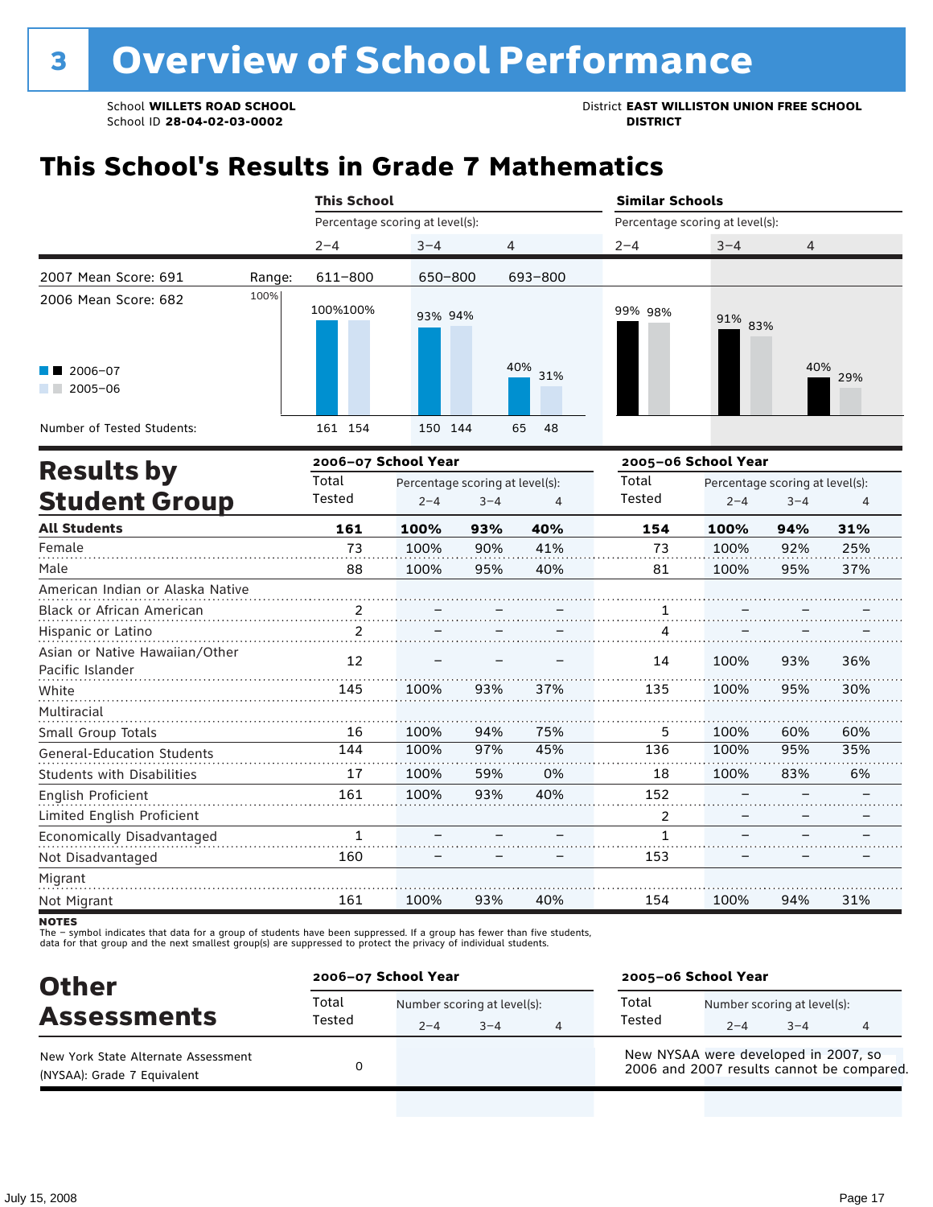# 3 Overview of School Performance

School **WILLETS ROAD SCHOOL**
School ID **28-04-02-03-0002**

District **EAST WILLISTON UNION FREE SCHOOL DISTRICT**

## This School's Results in Grade 7 Mathematics

This School

Percentage scoring at level(s):

2–4 3–4 4

Similar Schools

Percentage scoring at level(s):

2–4 3–4 4

2007 Mean Score: 691 Range: 611–800 650–800 693–800

2006 Mean Score: 682

100%

2006–07
2005–06

100% 100% 93% 94% 40% 31%

99% 98% 91% 83% 40% 29%

Number of Tested Students: 161 154 150 144 65 48

## Results by Student Group

| | 2006–07 School Year | | | | 2005–06 School Year | | | |
|---|---|---|---|---|---|---|---|---|
| | Total Tested | Percentage scoring at level(s): 2–4 | 3–4 | 4 | Total Tested | Percentage scoring at level(s): 2–4 | 3–4 | 4 |
| **All Students** | **161** | **100%** | **93%** | **40%** | **154** | **100%** | **94%** | **31%** |
| Female | 73 | 100% | 90% | 41% | 73 | 100% | 92% | 25% |
| Male | 88 | 100% | 95% | 40% | 81 | 100% | 95% | 37% |
| American Indian or Alaska Native | | | | | | | | |
| Black or African American | 2 | – | – | – | 1 | – | – | – |
| Hispanic or Latino | 2 | – | – | – | 4 | – | – | – |
| Asian or Native Hawaiian/Other Pacific Islander | 12 | – | – | – | 14 | 100% | 93% | 36% |
| White | 145 | 100% | 93% | 37% | 135 | 100% | 95% | 30% |
| Multiracial | | | | | | | | |
| Small Group Totals | 16 | 100% | 94% | 75% | 5 | 100% | 60% | 60% |
| General-Education Students | 144 | 100% | 97% | 45% | 136 | 100% | 95% | 35% |
| Students with Disabilities | 17 | 100% | 59% | 0% | 18 | 100% | 83% | 6% |
| English Proficient | 161 | 100% | 93% | 40% | 152 | – | – | – |
| Limited English Proficient | | | | | 2 | – | – | – |
| Economically Disadvantaged | 1 | – | – | – | 1 | – | – | – |
| Not Disadvantaged | 160 | – | – | – | 153 | – | – | – |
| Migrant | | | | | | | | |
| Not Migrant | 161 | 100% | 93% | 40% | 154 | 100% | 94% | 31% |

**NOTES**

The – symbol indicates that data for a group of students have been suppressed. If a group has fewer than five students, data for that group and the next smallest group(s) are suppressed to protect the privacy of individual students.

## Other Assessments

| | 2006–07 School Year | | | | 2005–06 School Year | | | |
|---|---|---|---|---|---|---|---|---|
| | Total Tested | Number scoring at level(s): 2–4 | 3–4 | 4 | Total Tested | Number scoring at level(s): 2–4 | 3–4 | 4 |
| New York State Alternate Assessment (NYSAA): Grade 7 Equivalent | 0 | | | | New NYSAA were developed in 2007, so 2006 and 2007 results cannot be compared. | | | |

July 15, 2008